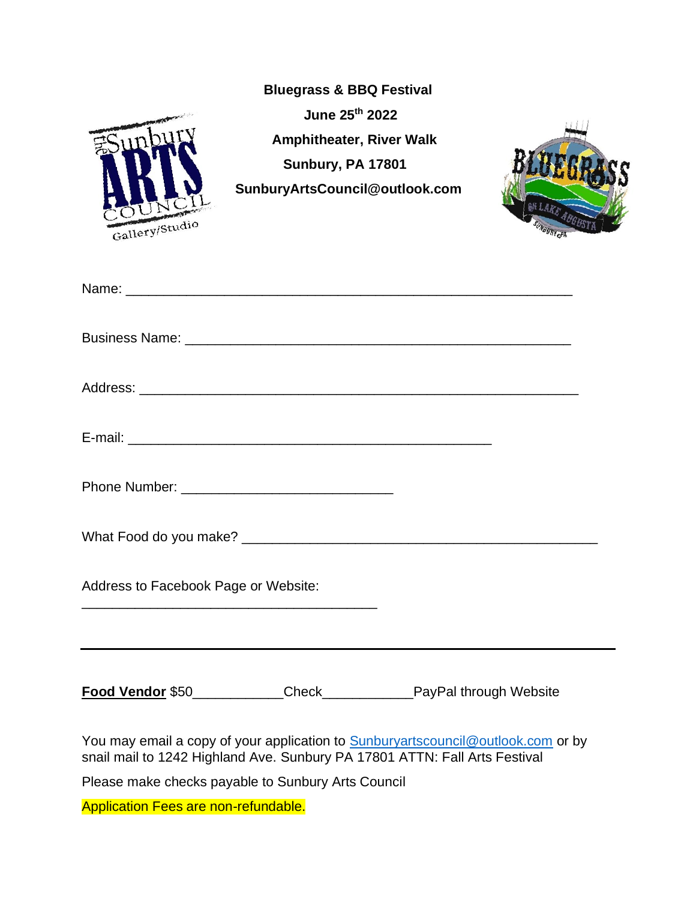**Bluegrass & BBQ Festival**

**June 25th 2022**

**Amphitheater, River Walk**

**Sunbury, PA 17801**

**SunburyArtsCouncil@outlook.com**

Name: ___________________________________________________________

Business Name: _____________________________________________________

Address: _________________________________________________________

E-mail: ___________________________________________________

Phone Number: ____________________________

What Food do you make? _______________________________________________

Address to Facebook Page or Website:

_______________________________________

---

**Food Vendor** $50____________Check____________PayPal through Website

You may email a copy of your application to Sunburyartscouncil@outlook.com or by snail mail to 1242 Highland Ave. Sunbury PA 17801 ATTN: Fall Arts Festival

Please make checks payable to Sunbury Arts Council

Application Fees are non-refundable.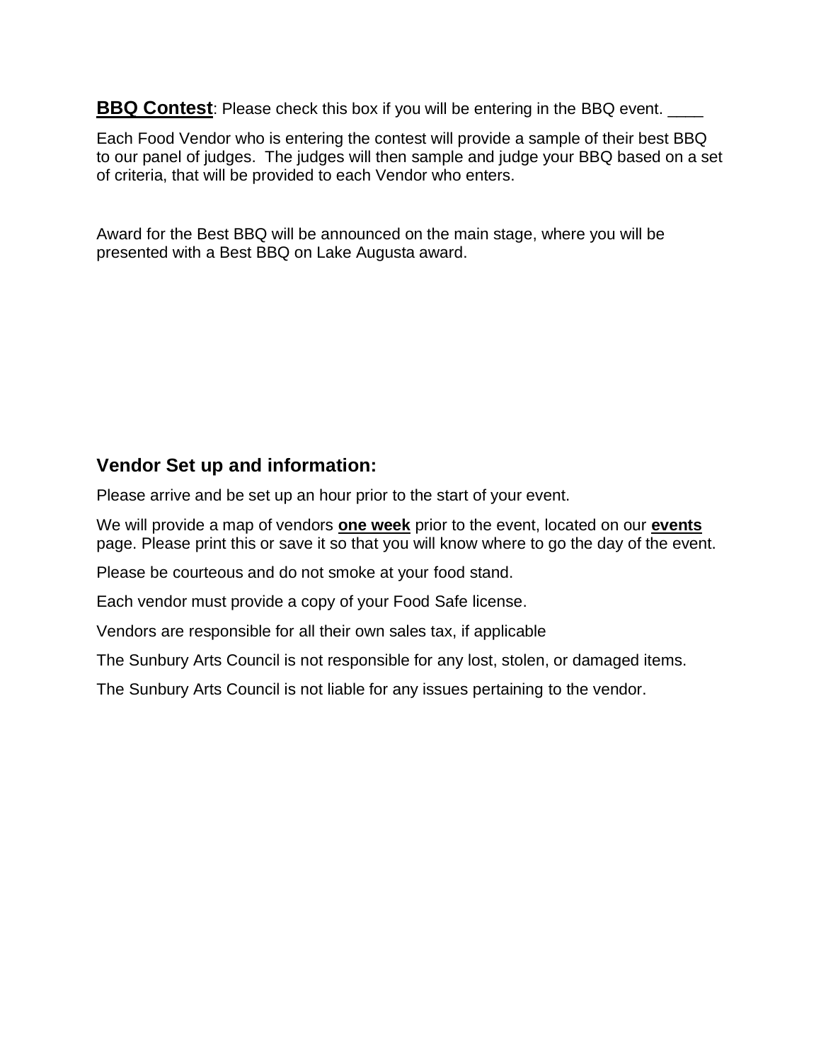**BBQ Contest**: Please check this box if you will be entering in the BBQ event. ____

Each Food Vendor who is entering the contest will provide a sample of their best BBQ to our panel of judges. The judges will then sample and judge your BBQ based on a set of criteria, that will be provided to each Vendor who enters.

Award for the Best BBQ will be announced on the main stage, where you will be presented with a Best BBQ on Lake Augusta award.

## Vendor Set up and information:

Please arrive and be set up an hour prior to the start of your event.

We will provide a map of vendors **one week** prior to the event, located on our **events** page. Please print this or save it so that you will know where to go the day of the event.

Please be courteous and do not smoke at your food stand.

Each vendor must provide a copy of your Food Safe license.

Vendors are responsible for all their own sales tax, if applicable

The Sunbury Arts Council is not responsible for any lost, stolen, or damaged items.

The Sunbury Arts Council is not liable for any issues pertaining to the vendor.